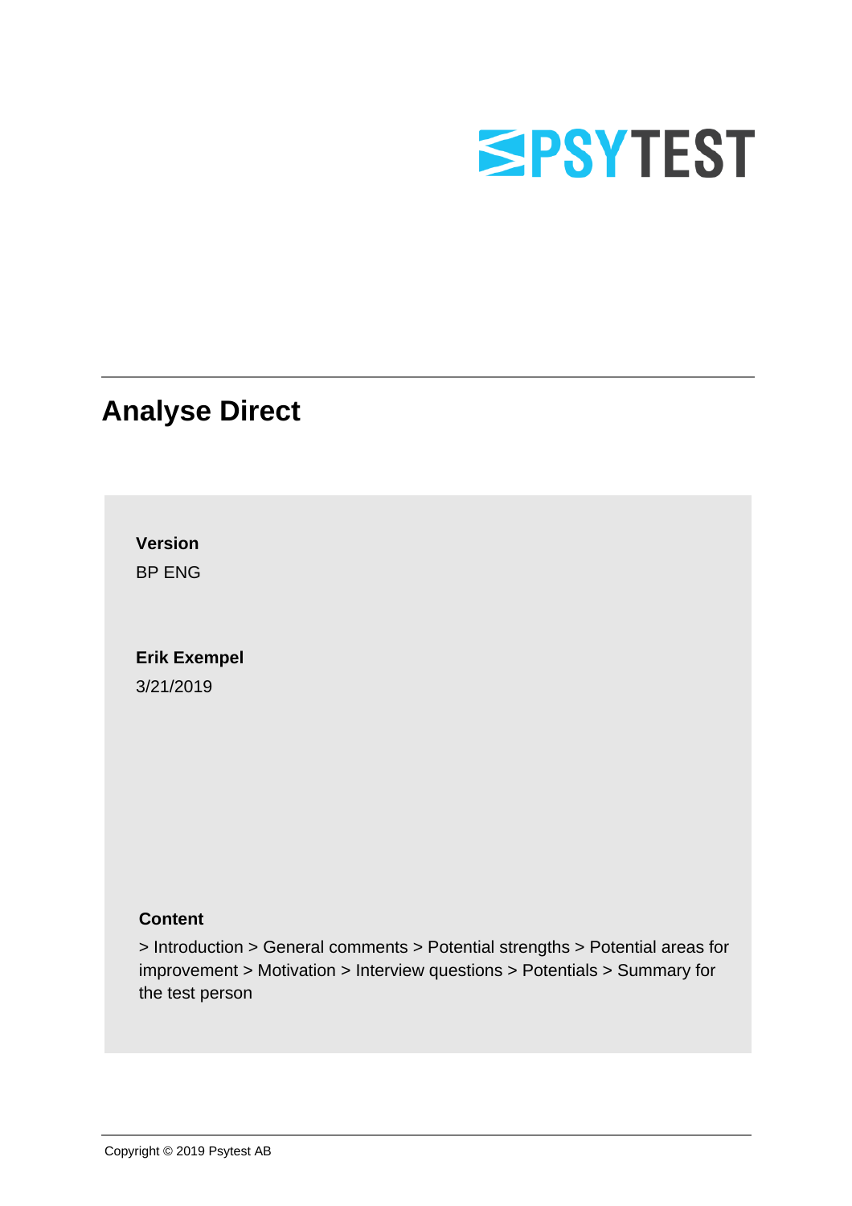PSYTEST

# Analyse Direct

**Version**

BP ENG

**Erik Exempel**

3/21/2019

**Content**

> Introduction > General comments > Potential strengths > Potential areas for improvement > Motivation > Interview questions > Potentials > Summary for the test person

Copyright © 2019 Psytest AB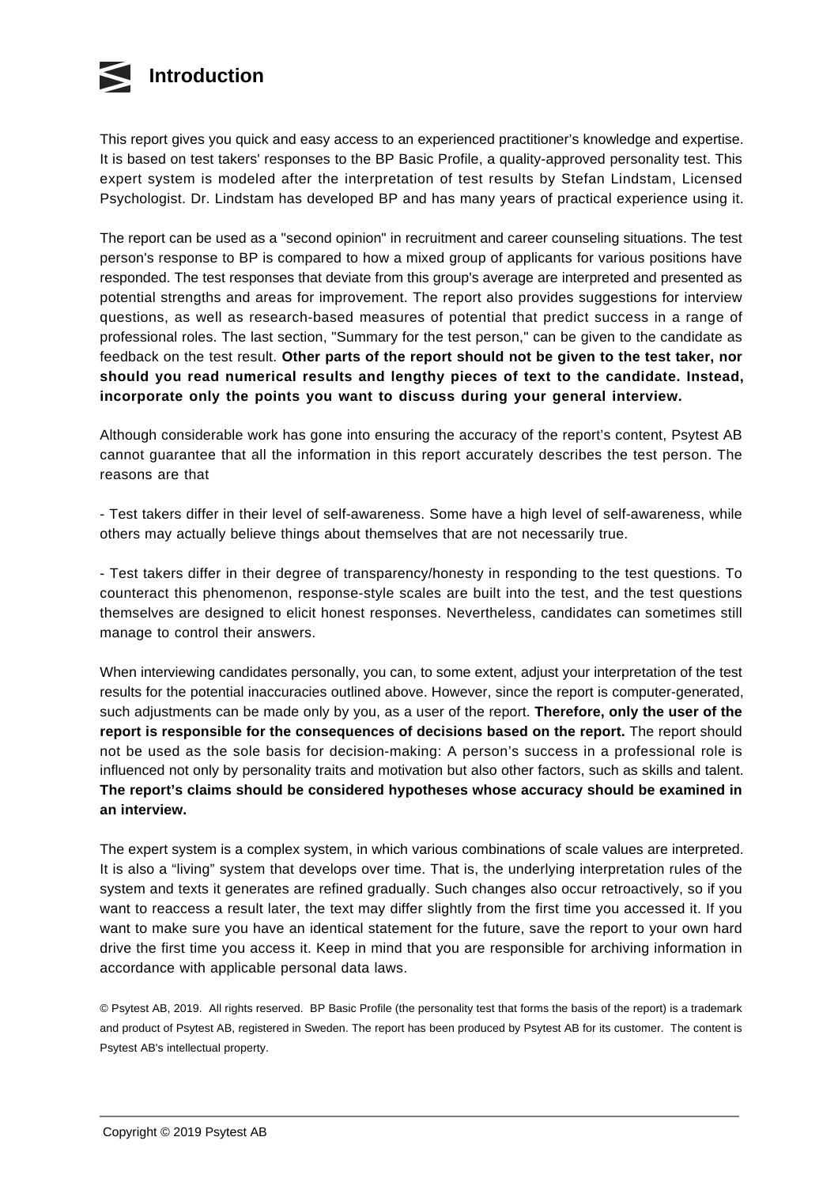# Introduction

This report gives you quick and easy access to an experienced practitioner's knowledge and expertise. It is based on test takers' responses to the BP Basic Profile, a quality-approved personality test. This expert system is modeled after the interpretation of test results by Stefan Lindstam, Licensed Psychologist. Dr. Lindstam has developed BP and has many years of practical experience using it.

The report can be used as a "second opinion" in recruitment and career counseling situations. The test person's response to BP is compared to how a mixed group of applicants for various positions have responded. The test responses that deviate from this group's average are interpreted and presented as potential strengths and areas for improvement. The report also provides suggestions for interview questions, as well as research-based measures of potential that predict success in a range of professional roles. The last section, "Summary for the test person," can be given to the candidate as feedback on the test result. **Other parts of the report should not be given to the test taker, nor should you read numerical results and lengthy pieces of text to the candidate. Instead, incorporate only the points you want to discuss during your general interview.**

Although considerable work has gone into ensuring the accuracy of the report's content, Psytest AB cannot guarantee that all the information in this report accurately describes the test person. The reasons are that

- Test takers differ in their level of self-awareness. Some have a high level of self-awareness, while others may actually believe things about themselves that are not necessarily true.

- Test takers differ in their degree of transparency/honesty in responding to the test questions. To counteract this phenomenon, response-style scales are built into the test, and the test questions themselves are designed to elicit honest responses. Nevertheless, candidates can sometimes still manage to control their answers.

When interviewing candidates personally, you can, to some extent, adjust your interpretation of the test results for the potential inaccuracies outlined above. However, since the report is computer-generated, such adjustments can be made only by you, as a user of the report. **Therefore, only the user of the report is responsible for the consequences of decisions based on the report.** The report should not be used as the sole basis for decision-making: A person's success in a professional role is influenced not only by personality traits and motivation but also other factors, such as skills and talent. **The report's claims should be considered hypotheses whose accuracy should be examined in an interview.**

The expert system is a complex system, in which various combinations of scale values are interpreted. It is also a "living" system that develops over time. That is, the underlying interpretation rules of the system and texts it generates are refined gradually. Such changes also occur retroactively, so if you want to reaccess a result later, the text may differ slightly from the first time you accessed it. If you want to make sure you have an identical statement for the future, save the report to your own hard drive the first time you access it. Keep in mind that you are responsible for archiving information in accordance with applicable personal data laws.

© Psytest AB, 2019. All rights reserved. BP Basic Profile (the personality test that forms the basis of the report) is a trademark and product of Psytest AB, registered in Sweden. The report has been produced by Psytest AB for its customer. The content is Psytest AB's intellectual property.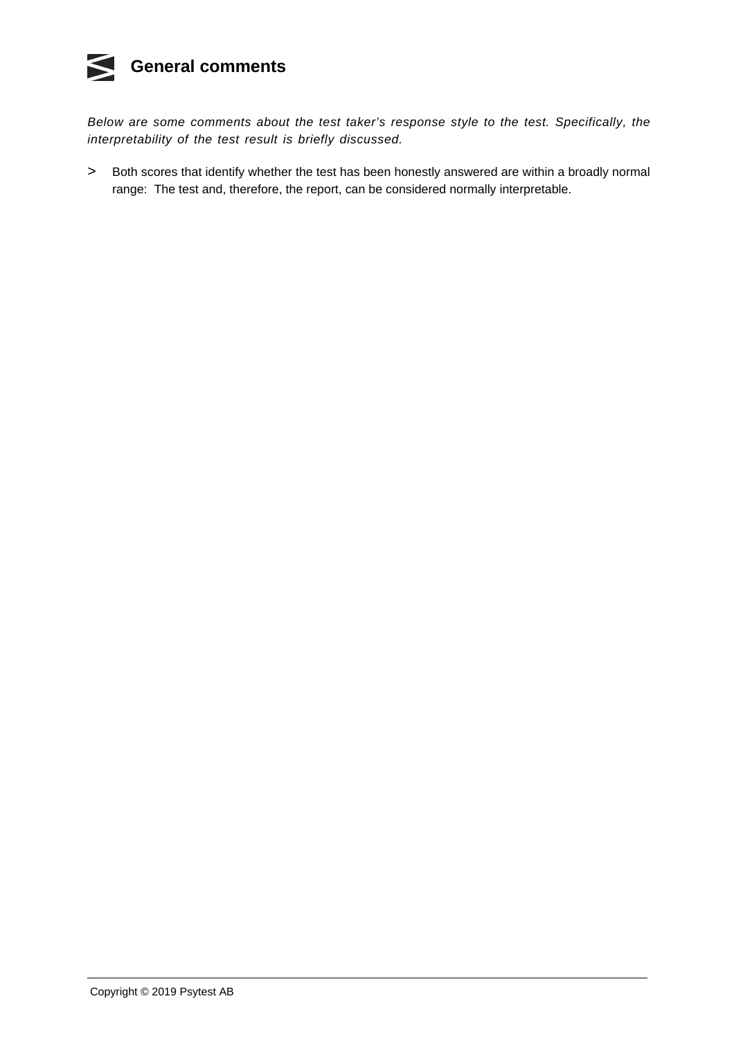## General comments

*Below are some comments about the test taker's response style to the test. Specifically, the interpretability of the test result is briefly discussed.*

> Both scores that identify whether the test has been honestly answered are within a broadly normal range: The test and, therefore, the report, can be considered normally interpretable.

Copyright © 2019 Psytest AB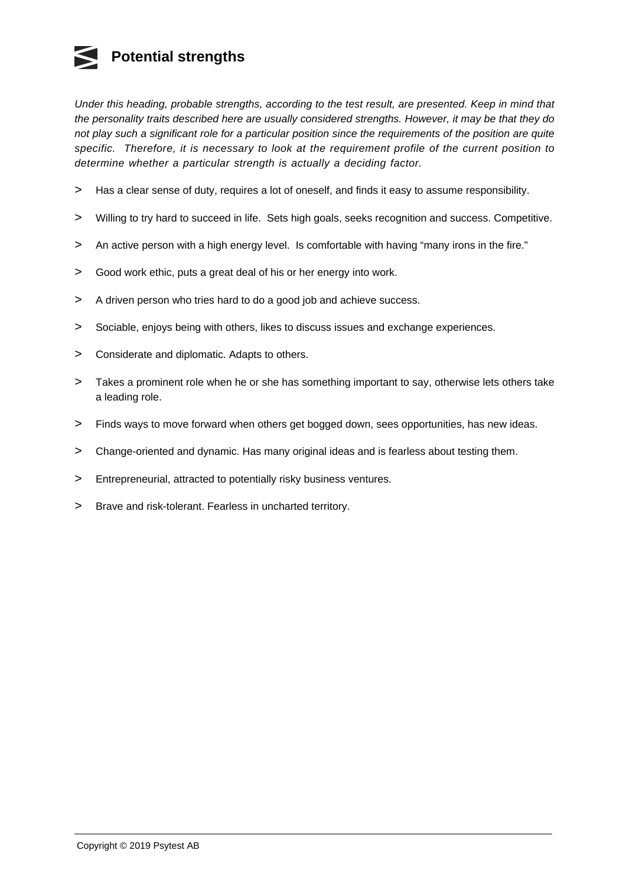## Potential strengths

*Under this heading, probable strengths, according to the test result, are presented. Keep in mind that the personality traits described here are usually considered strengths. However, it may be that they do not play such a significant role for a particular position since the requirements of the position are quite specific. Therefore, it is necessary to look at the requirement profile of the current position to determine whether a particular strength is actually a deciding factor.*

- Has a clear sense of duty, requires a lot of oneself, and finds it easy to assume responsibility.
- Willing to try hard to succeed in life. Sets high goals, seeks recognition and success. Competitive.
- An active person with a high energy level. Is comfortable with having “many irons in the fire.”
- Good work ethic, puts a great deal of his or her energy into work.
- A driven person who tries hard to do a good job and achieve success.
- Sociable, enjoys being with others, likes to discuss issues and exchange experiences.
- Considerate and diplomatic. Adapts to others.
- Takes a prominent role when he or she has something important to say, otherwise lets others take a leading role.
- Finds ways to move forward when others get bogged down, sees opportunities, has new ideas.
- Change-oriented and dynamic. Has many original ideas and is fearless about testing them.
- Entrepreneurial, attracted to potentially risky business ventures.
- Brave and risk-tolerant. Fearless in uncharted territory.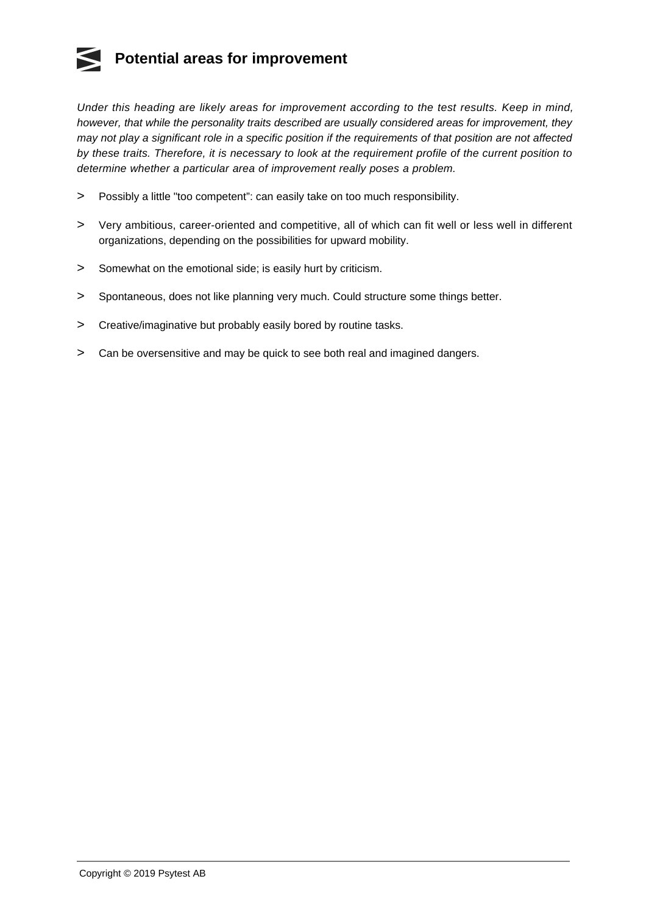## Potential areas for improvement

*Under this heading are likely areas for improvement according to the test results. Keep in mind, however, that while the personality traits described are usually considered areas for improvement, they may not play a significant role in a specific position if the requirements of that position are not affected by these traits. Therefore, it is necessary to look at the requirement profile of the current position to determine whether a particular area of improvement really poses a problem.*

- Possibly a little "too competent": can easily take on too much responsibility.
- Very ambitious, career-oriented and competitive, all of which can fit well or less well in different organizations, depending on the possibilities for upward mobility.
- Somewhat on the emotional side; is easily hurt by criticism.
- Spontaneous, does not like planning very much. Could structure some things better.
- Creative/imaginative but probably easily bored by routine tasks.
- Can be oversensitive and may be quick to see both real and imagined dangers.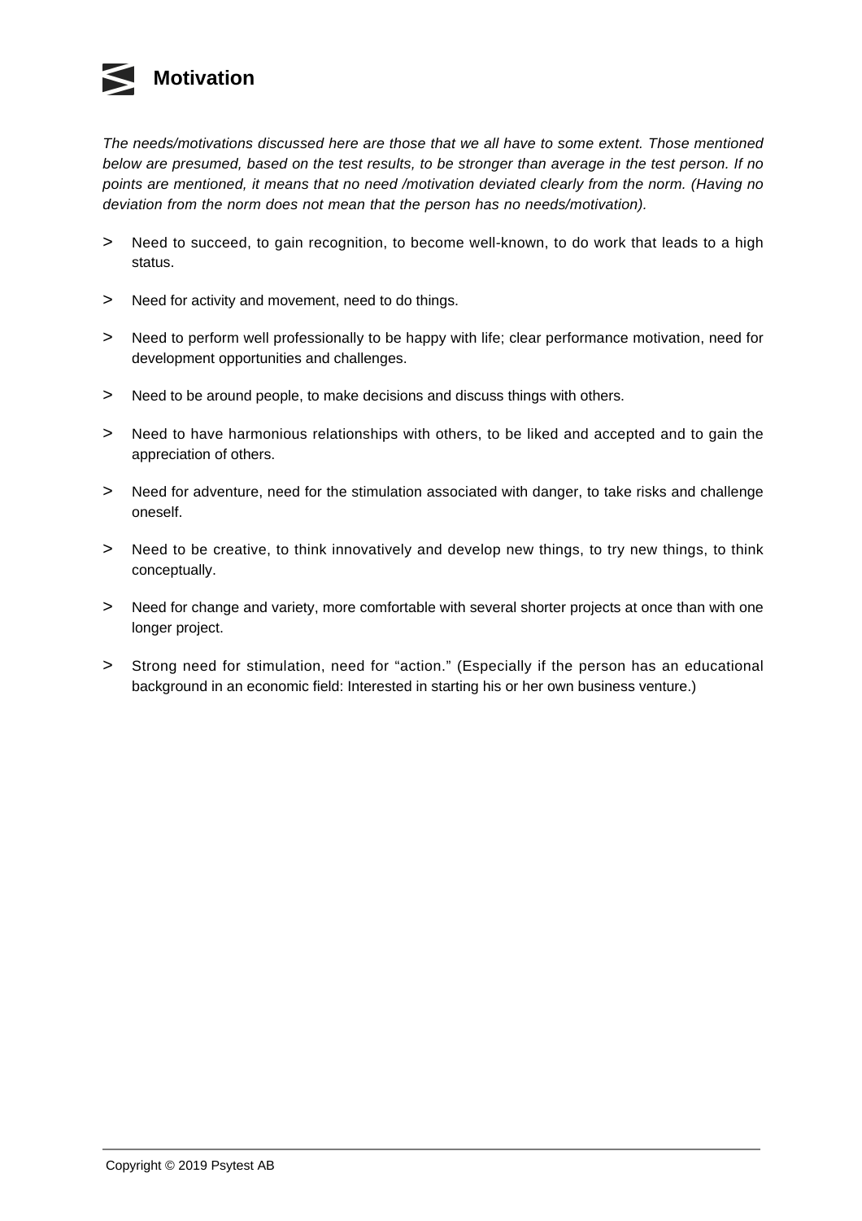# Motivation

*The needs/motivations discussed here are those that we all have to some extent. Those mentioned below are presumed, based on the test results, to be stronger than average in the test person. If no points are mentioned, it means that no need /motivation deviated clearly from the norm. (Having no deviation from the norm does not mean that the person has no needs/motivation).*

- Need to succeed, to gain recognition, to become well-known, to do work that leads to a high status.
- Need for activity and movement, need to do things.
- Need to perform well professionally to be happy with life; clear performance motivation, need for development opportunities and challenges.
- Need to be around people, to make decisions and discuss things with others.
- Need to have harmonious relationships with others, to be liked and accepted and to gain the appreciation of others.
- Need for adventure, need for the stimulation associated with danger, to take risks and challenge oneself.
- Need to be creative, to think innovatively and develop new things, to try new things, to think conceptually.
- Need for change and variety, more comfortable with several shorter projects at once than with one longer project.
- Strong need for stimulation, need for “action.” (Especially if the person has an educational background in an economic field: Interested in starting his or her own business venture.)

Copyright © 2019 Psytest AB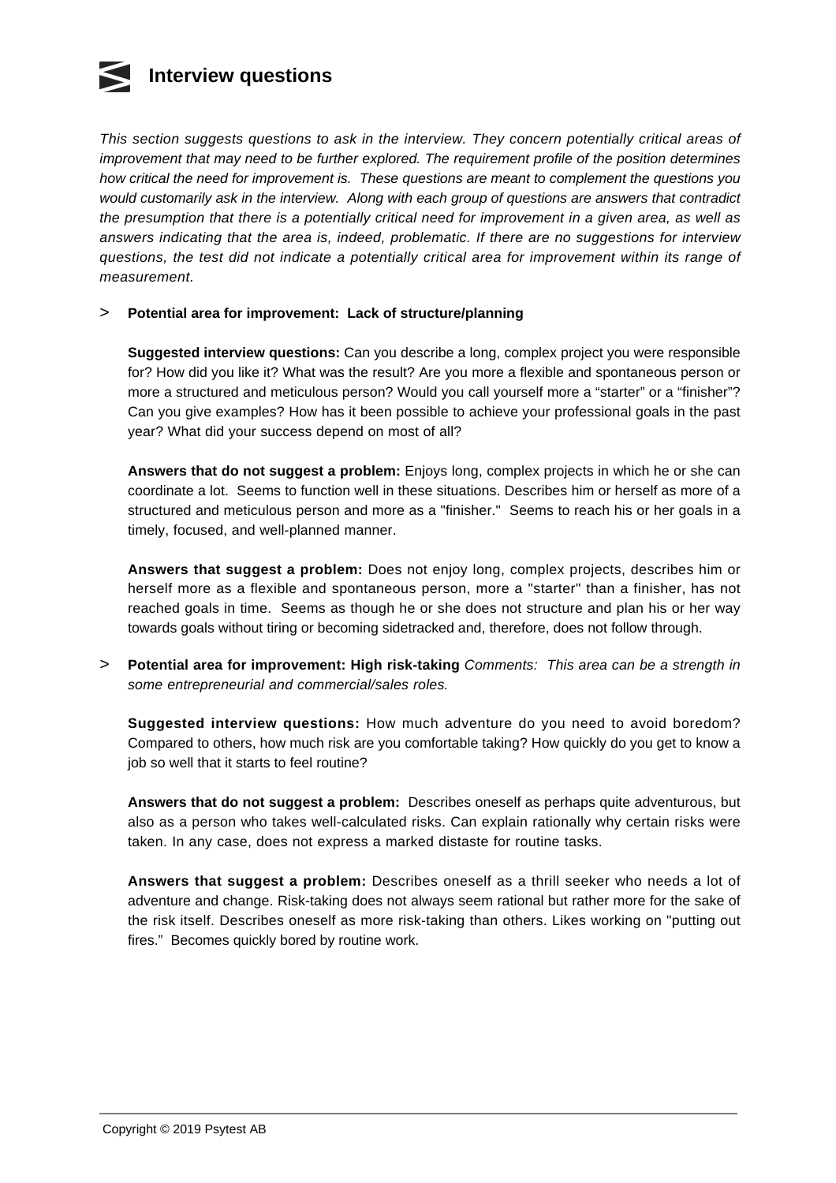# Interview questions

*This section suggests questions to ask in the interview. They concern potentially critical areas of improvement that may need to be further explored. The requirement profile of the position determines how critical the need for improvement is. These questions are meant to complement the questions you would customarily ask in the interview. Along with each group of questions are answers that contradict the presumption that there is a potentially critical need for improvement in a given area, as well as answers indicating that the area is, indeed, problematic. If there are no suggestions for interview questions, the test did not indicate a potentially critical area for improvement within its range of measurement.*

> **Potential area for improvement: Lack of structure/planning**

**Suggested interview questions:** Can you describe a long, complex project you were responsible for? How did you like it? What was the result? Are you more a flexible and spontaneous person or more a structured and meticulous person? Would you call yourself more a "starter" or a "finisher"? Can you give examples? How has it been possible to achieve your professional goals in the past year? What did your success depend on most of all?

**Answers that do not suggest a problem:** Enjoys long, complex projects in which he or she can coordinate a lot. Seems to function well in these situations. Describes him or herself as more of a structured and meticulous person and more as a "finisher." Seems to reach his or her goals in a timely, focused, and well-planned manner.

**Answers that suggest a problem:** Does not enjoy long, complex projects, describes him or herself more as a flexible and spontaneous person, more a "starter" than a finisher, has not reached goals in time. Seems as though he or she does not structure and plan his or her way towards goals without tiring or becoming sidetracked and, therefore, does not follow through.

> **Potential area for improvement: High risk-taking** *Comments: This area can be a strength in some entrepreneurial and commercial/sales roles.*

**Suggested interview questions:** How much adventure do you need to avoid boredom? Compared to others, how much risk are you comfortable taking? How quickly do you get to know a job so well that it starts to feel routine?

**Answers that do not suggest a problem:** Describes oneself as perhaps quite adventurous, but also as a person who takes well-calculated risks. Can explain rationally why certain risks were taken. In any case, does not express a marked distaste for routine tasks.

**Answers that suggest a problem:** Describes oneself as a thrill seeker who needs a lot of adventure and change. Risk-taking does not always seem rational but rather more for the sake of the risk itself. Describes oneself as more risk-taking than others. Likes working on "putting out fires." Becomes quickly bored by routine work.

Copyright © 2019 Psytest AB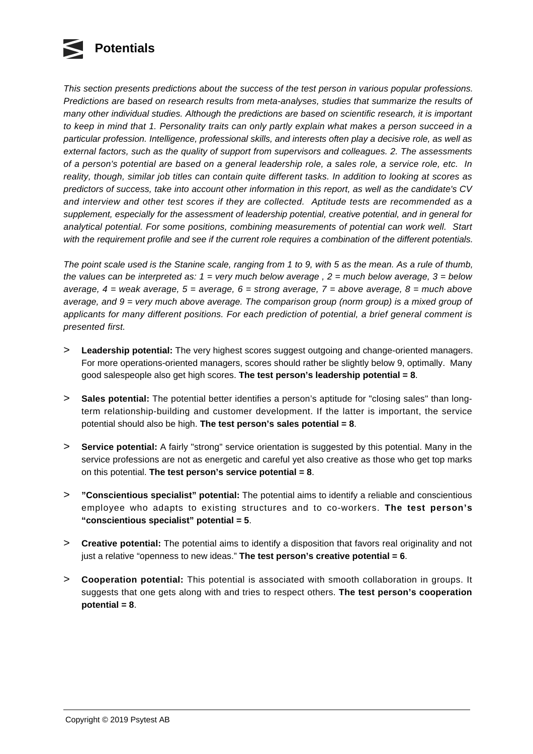# Potentials

*This section presents predictions about the success of the test person in various popular professions. Predictions are based on research results from meta-analyses, studies that summarize the results of many other individual studies. Although the predictions are based on scientific research, it is important to keep in mind that 1. Personality traits can only partly explain what makes a person succeed in a particular profession. Intelligence, professional skills, and interests often play a decisive role, as well as external factors, such as the quality of support from supervisors and colleagues. 2. The assessments of a person's potential are based on a general leadership role, a sales role, a service role, etc. In reality, though, similar job titles can contain quite different tasks. In addition to looking at scores as predictors of success, take into account other information in this report, as well as the candidate's CV and interview and other test scores if they are collected. Aptitude tests are recommended as a supplement, especially for the assessment of leadership potential, creative potential, and in general for analytical potential. For some positions, combining measurements of potential can work well. Start with the requirement profile and see if the current role requires a combination of the different potentials.*

*The point scale used is the Stanine scale, ranging from 1 to 9, with 5 as the mean. As a rule of thumb, the values can be interpreted as: 1 = very much below average , 2 = much below average, 3 = below average, 4 = weak average, 5 = average, 6 = strong average, 7 = above average, 8 = much above average, and 9 = very much above average. The comparison group (norm group) is a mixed group of applicants for many different positions. For each prediction of potential, a brief general comment is presented first.*

> **Leadership potential:** The very highest scores suggest outgoing and change-oriented managers. For more operations-oriented managers, scores should rather be slightly below 9, optimally. Many good salespeople also get high scores. **The test person's leadership potential = 8**.

> **Sales potential:** The potential better identifies a person's aptitude for "closing sales" than long-term relationship-building and customer development. If the latter is important, the service potential should also be high. **The test person's sales potential = 8**.

> **Service potential:** A fairly "strong" service orientation is suggested by this potential. Many in the service professions are not as energetic and careful yet also creative as those who get top marks on this potential. **The test person's service potential = 8**.

> **"Conscientious specialist" potential:** The potential aims to identify a reliable and conscientious employee who adapts to existing structures and to co-workers. **The test person's "conscientious specialist" potential = 5**.

> **Creative potential:** The potential aims to identify a disposition that favors real originality and not just a relative "openness to new ideas." **The test person's creative potential = 6**.

> **Cooperation potential:** This potential is associated with smooth collaboration in groups. It suggests that one gets along with and tries to respect others. **The test person's cooperation potential = 8**.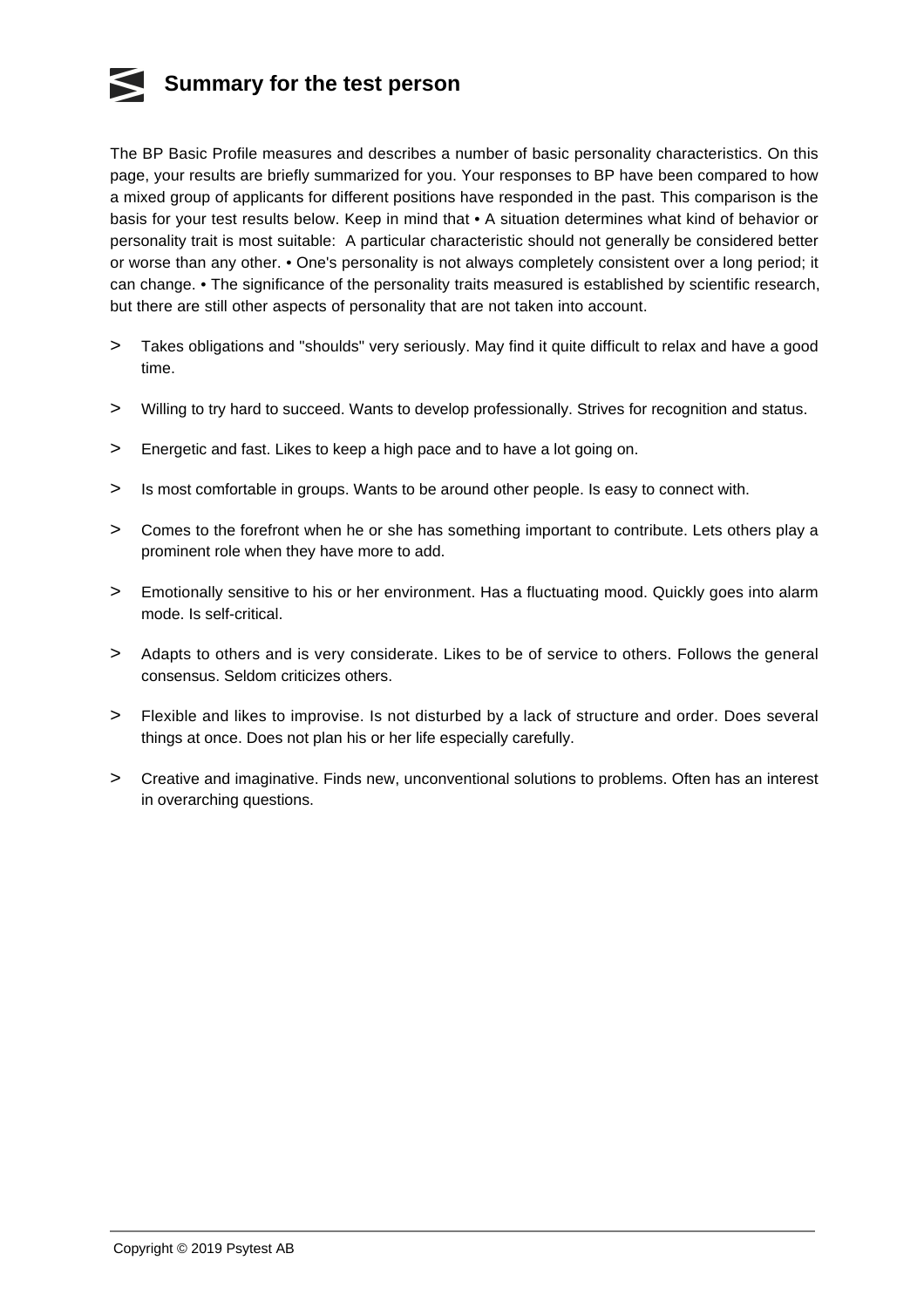# Summary for the test person

The BP Basic Profile measures and describes a number of basic personality characteristics. On this page, your results are briefly summarized for you. Your responses to BP have been compared to how a mixed group of applicants for different positions have responded in the past. This comparison is the basis for your test results below. Keep in mind that • A situation determines what kind of behavior or personality trait is most suitable: A particular characteristic should not generally be considered better or worse than any other. • One's personality is not always completely consistent over a long period; it can change. • The significance of the personality traits measured is established by scientific research, but there are still other aspects of personality that are not taken into account.

> Takes obligations and "shoulds" very seriously. May find it quite difficult to relax and have a good time.

> Willing to try hard to succeed. Wants to develop professionally. Strives for recognition and status.

> Energetic and fast. Likes to keep a high pace and to have a lot going on.

> Is most comfortable in groups. Wants to be around other people. Is easy to connect with.

> Comes to the forefront when he or she has something important to contribute. Lets others play a prominent role when they have more to add.

> Emotionally sensitive to his or her environment. Has a fluctuating mood. Quickly goes into alarm mode. Is self-critical.

> Adapts to others and is very considerate. Likes to be of service to others. Follows the general consensus. Seldom criticizes others.

> Flexible and likes to improvise. Is not disturbed by a lack of structure and order. Does several things at once. Does not plan his or her life especially carefully.

> Creative and imaginative. Finds new, unconventional solutions to problems. Often has an interest in overarching questions.

Copyright © 2019 Psytest AB